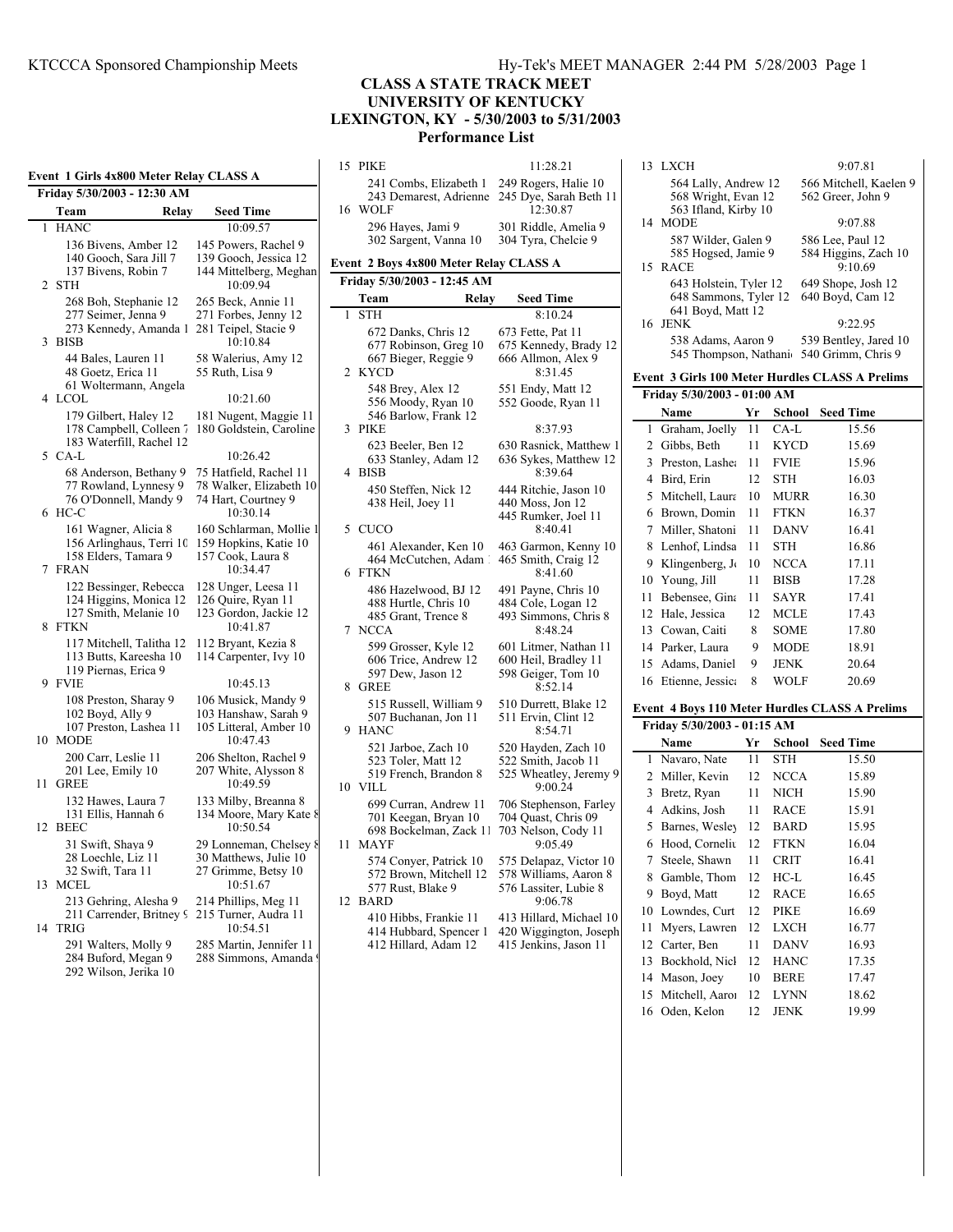# CLASS A STATE TRACK MEET
## UNIVERSITY OF KENTUCKY
## LEXINGTON, KY - 5/30/2003 to 5/31/2003
## Performance List

### Event 1 Girls 4x800 Meter Relay CLASS A

**Friday 5/30/2003 - 12:30 AM**

| | Team | Relay | Seed Time |
|---|---|---|---|
| 1 | HANC | | 10:09.57 |
| | 136 Bivens, Amber 12 | 145 Powers, Rachel 9 | |
| | 140 Gooch, Sara Jill 7 | 139 Gooch, Jessica 12 | |
| | 137 Bivens, Robin 7 | 144 Mittelberg, Meghan | |
| 2 | STH | | 10:09.94 |
| | 268 Boh, Stephanie 12 | 265 Beck, Annie 11 | |
| | 277 Seimer, Jenna 9 | 271 Forbes, Jenny 12 | |
| | 273 Kennedy, Amanda 1 | 281 Teipel, Stacie 9 | |
| 3 | BISB | | 10:10.84 |
| | 44 Bales, Lauren 11 | 58 Walerius, Amy 12 | |
| | 48 Goetz, Erica 11 | 55 Ruth, Lisa 9 | |
| | 61 Woltermann, Angela | | |
| 4 | LCOL | | 10:21.60 |
| | 179 Gilbert, Haley 12 | 181 Nugent, Maggie 11 | |
| | 178 Campbell, Colleen 7 | 180 Goldstein, Caroline | |
| | 183 Waterfill, Rachel 12 | | |
| 5 | CA-L | | 10:26.42 |
| | 68 Anderson, Bethany 9 | 75 Hatfield, Rachel 11 | |
| | 77 Rowland, Lynnesy 9 | 78 Walker, Elizabeth 10 | |
| | 76 O'Donnell, Mandy 9 | 74 Hart, Courtney 9 | |
| 6 | HC-C | | 10:30.14 |
| | 161 Wagner, Alicia 8 | 160 Schlarman, Mollie 1 | |
| | 156 Arlinghaus, Terri 10 | 159 Hopkins, Katie 10 | |
| | 158 Elders, Tamara 9 | 157 Cook, Laura 8 | |
| 7 | FRAN | | 10:34.47 |
| | 122 Bessinger, Rebecca | 128 Unger, Leesa 11 | |
| | 124 Higgins, Monica 12 | 126 Quire, Ryan 11 | |
| | 127 Smith, Melanie 10 | 123 Gordon, Jackie 12 | |
| 8 | FTKN | | 10:41.87 |
| | 117 Mitchell, Talitha 12 | 112 Bryant, Kezia 8 | |
| | 113 Butts, Kareesha 10 | 114 Carpenter, Ivy 10 | |
| | 119 Piernas, Erica 9 | | |
| 9 | FVIE | | 10:45.13 |
| | 108 Preston, Sharay 9 | 106 Musick, Mandy 9 | |
| | 102 Boyd, Ally 9 | 103 Hanshaw, Sarah 9 | |
| | 107 Preston, Lashea 11 | 105 Litteral, Amber 10 | |
| 10 | MODE | | 10:47.43 |
| | 200 Carr, Leslie 11 | 206 Shelton, Rachel 9 | |
| | 201 Lee, Emily 10 | 207 White, Alysson 8 | |
| 11 | GREE | | 10:49.59 |
| | 132 Hawes, Laura 7 | 133 Milby, Breanna 8 | |
| | 131 Ellis, Hannah 6 | 134 Moore, Mary Kate 8 | |
| 12 | BEEC | | 10:50.54 |
| | 31 Swift, Shaya 9 | 29 Lonneman, Chelsey 8 | |
| | 28 Loechle, Liz 11 | 30 Matthews, Julie 10 | |
| | 32 Swift, Tara 11 | 27 Grimme, Betsy 10 | |
| 13 | MCEL | | 10:51.67 |
| | 213 Gehring, Alesha 9 | 214 Phillips, Meg 11 | |
| | 211 Carrender, Britney 9 | 215 Turner, Audra 11 | |
| 14 | TRIG | | 10:54.51 |
| | 291 Walters, Molly 9 | 285 Martin, Jennifer 11 | |
| | 284 Buford, Megan 9 | 288 Simmons, Amanda 9 | |
| | 292 Wilson, Jerika 10 | | |
| 15 | PIKE | | 11:28.21 |
| | 241 Combs, Elizabeth 1 | 249 Rogers, Halie 10 | |
| | 243 Demarest, Adrienne | 245 Dye, Sarah Beth 11 | |
| 16 | WOLF | | 12:30.87 |
| | 296 Hayes, Jami 9 | 301 Riddle, Amelia 9 | |
| | 302 Sargent, Vanna 10 | 304 Tyra, Chelcie 9 | |

### Event 2 Boys 4x800 Meter Relay CLASS A

**Friday 5/30/2003 - 12:45 AM**

| | Team | Relay | Seed Time |
|---|---|---|---|
| 1 | STH | | 8:10.24 |
| | 672 Danks, Chris 12 | 673 Fette, Pat 11 | |
| | 677 Robinson, Greg 10 | 675 Kennedy, Brady 12 | |
| | 667 Bieger, Reggie 9 | 666 Allmon, Alex 9 | |
| 2 | KYCD | | 8:31.45 |
| | 548 Brey, Alex 12 | 551 Endy, Matt 12 | |
| | 556 Moody, Ryan 10 | 552 Goode, Ryan 11 | |
| | 546 Barlow, Frank 12 | | |
| 3 | PIKE | | 8:37.93 |
| | 623 Beeler, Ben 12 | 630 Rasnick, Matthew 1 | |
| | 633 Stanley, Adam 12 | 636 Sykes, Matthew 12 | |
| 4 | BISB | | 8:39.64 |
| | 450 Steffen, Nick 12 | 444 Ritchie, Jason 10 | |
| | 438 Heil, Joey 11 | 440 Moss, Jon 12 | |
| | | 445 Rumker, Joel 11 | |
| 5 | CUCO | | 8:40.41 |
| | 461 Alexander, Ken 10 | 463 Garmon, Kenny 10 | |
| | 464 McCutchen, Adam | 465 Smith, Craig 12 | |
| 6 | FTKN | | 8:41.60 |
| | 486 Hazelwood, BJ 12 | 491 Payne, Chris 10 | |
| | 488 Hurtle, Chris 10 | 484 Cole, Logan 12 | |
| | 485 Grant, Trence 8 | 493 Simmons, Chris 8 | |
| 7 | NCCA | | 8:48.24 |
| | 599 Grosser, Kyle 12 | 601 Litmer, Nathan 11 | |
| | 606 Trice, Andrew 12 | 600 Heil, Bradley 11 | |
| | 597 Dew, Jason 12 | 598 Geiger, Tom 10 | |
| 8 | GREE | | 8:52.14 |
| | 515 Russell, William 9 | 510 Durrett, Blake 12 | |
| | 507 Buchanan, Jon 11 | 511 Ervin, Clint 12 | |
| 9 | HANC | | 8:54.71 |
| | 521 Jarboe, Zach 10 | 520 Hayden, Zach 10 | |
| | 523 Toler, Matt 12 | 522 Smith, Jacob 11 | |
| | 519 French, Brandon 8 | 525 Wheatley, Jeremy 9 | |
| 10 | VILL | | 9:00.24 |
| | 699 Curran, Andrew 11 | 706 Stephenson, Farley | |
| | 701 Keegan, Bryan 10 | 704 Quast, Chris 09 | |
| | 698 Bockelman, Zack 11 | 703 Nelson, Cody 11 | |
| 11 | MAYF | | 9:05.49 |
| | 574 Conyer, Patrick 10 | 575 Delapaz, Victor 10 | |
| | 572 Brown, Mitchell 12 | 578 Williams, Aaron 8 | |
| | 577 Rust, Blake 9 | 576 Lassiter, Lubie 8 | |
| 12 | BARD | | 9:06.78 |
| | 410 Hibbs, Frankie 11 | 413 Hillard, Michael 10 | |
| | 414 Hubbard, Spencer 1 | 420 Wiggington, Joseph | |
| | 412 Hillard, Adam 12 | 415 Jenkins, Jason 11 | |
| 13 | LXCH | | 9:07.81 |
| | 564 Lally, Andrew 12 | 566 Mitchell, Kaelen 9 | |
| | 568 Wright, Evan 12 | 562 Greer, John 9 | |
| | 563 Ifland, Kirby 10 | | |
| 14 | MODE | | 9:07.88 |
| | 587 Wilder, Galen 9 | 586 Lee, Paul 12 | |
| | 585 Hogsed, Jamie 9 | 584 Higgins, Zach 10 | |
| 15 | RACE | | 9:10.69 |
| | 643 Holstein, Tyler 12 | 649 Shope, Josh 12 | |
| | 648 Sammons, Tyler 12 | 640 Boyd, Cam 12 | |
| | 641 Boyd, Matt 12 | | |
| 16 | JENK | | 9:22.95 |
| | 538 Adams, Aaron 9 | 539 Bentley, Jared 10 | |
| | 545 Thompson, Nathani | 540 Grimm, Chris 9 | |

### Event 3 Girls 100 Meter Hurdles CLASS A Prelims

**Friday 5/30/2003 - 01:00 AM**

| | Name | Yr | School | Seed Time |
|---|---|---|---|---|
| 1 | Graham, Joelly | 11 | CA-L | 15.56 |
| 2 | Gibbs, Beth | 11 | KYCD | 15.69 |
| 3 | Preston, Lashea | 11 | FVIE | 15.96 |
| 4 | Bird, Erin | 12 | STH | 16.03 |
| 5 | Mitchell, Laura | 10 | MURR | 16.30 |
| 6 | Brown, Domin | 11 | FTKN | 16.37 |
| 7 | Miller, Shatoni | 11 | DANV | 16.41 |
| 8 | Lenhof, Lindsa | 11 | STH | 16.86 |
| 9 | Klingenberg, Jo | 10 | NCCA | 17.11 |
| 10 | Young, Jill | 11 | BISB | 17.28 |
| 11 | Bebensee, Gina | 11 | SAYR | 17.41 |
| 12 | Hale, Jessica | 12 | MCLE | 17.43 |
| 13 | Cowan, Caiti | 8 | SOME | 17.80 |
| 14 | Parker, Laura | 9 | MODE | 18.91 |
| 15 | Adams, Daniel | 11 | JENK | 20.64 |
| 16 | Etienne, Jessica | 8 | WOLF | 20.69 |

### Event 4 Boys 110 Meter Hurdles CLASS A Prelims

**Friday 5/30/2003 - 01:15 AM**

| | Name | Yr | School | Seed Time |
|---|---|---|---|---|
| 1 | Navaro, Nate | 11 | STH | 15.50 |
| 2 | Miller, Kevin | 12 | NCCA | 15.89 |
| 3 | Bretz, Ryan | 11 | NICH | 15.90 |
| 4 | Adkins, Josh | 11 | RACE | 15.91 |
| 5 | Barnes, Wesley | 12 | BARD | 15.95 |
| 6 | Hood, Corneliu | 12 | FTKN | 16.04 |
| 7 | Steele, Shawn | 11 | CRIT | 16.41 |
| 8 | Gamble, Thom | 12 | HC-L | 16.45 |
| 9 | Boyd, Matt | 12 | RACE | 16.65 |
| 10 | Lowndes, Curt | 12 | PIKE | 16.69 |
| 11 | Myers, Lawren | 12 | LXCH | 16.77 |
| 12 | Carter, Ben | 11 | DANV | 16.93 |
| 13 | Bockhold, Nick | 12 | HANC | 17.35 |
| 14 | Mason, Joey | 10 | BERE | 17.47 |
| 15 | Mitchell, Aaron | 12 | LYNN | 18.62 |
| 16 | Oden, Kelon | 12 | JENK | 19.99 |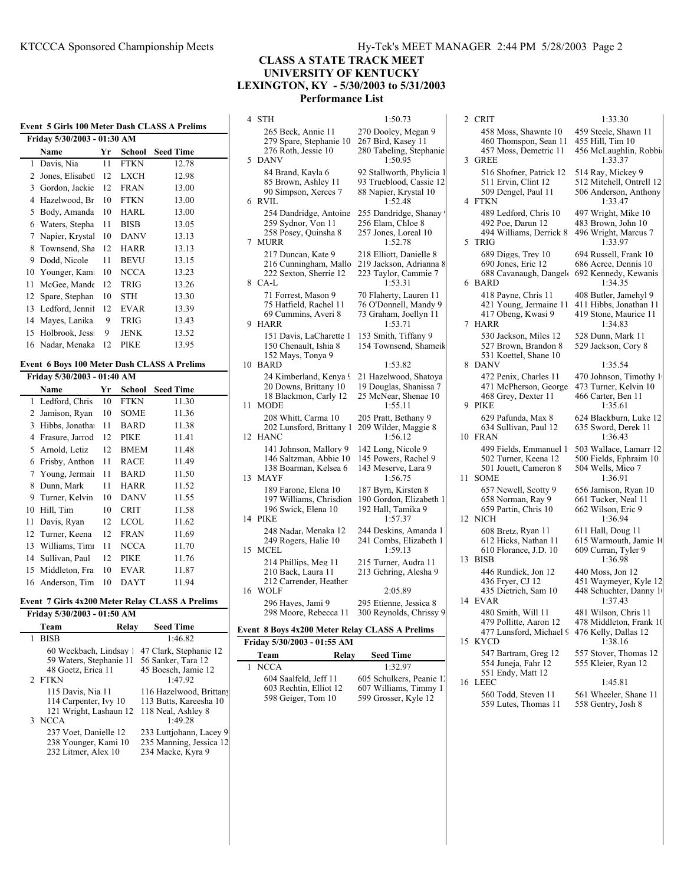# CLASS A STATE TRACK MEET
## UNIVERSITY OF KENTUCKY
## LEXINGTON, KY - 5/30/2003 to 5/31/2003
## Performance List

### Event 5 Girls 100 Meter Dash CLASS A Prelims

Friday 5/30/2003 - 01:30 AM

| | Name | Yr | School | Seed Time |
|---|---|---|---|---|
| 1 | Davis, Nia | 11 | FTKN | 12.78 |
| 2 | Jones, Elisabetl | 12 | LXCH | 12.98 |
| 3 | Gordon, Jackie | 12 | FRAN | 13.00 |
| 4 | Hazelwood, Br | 10 | FTKN | 13.00 |
| 5 | Body, Amanda | 10 | HARL | 13.00 |
| 6 | Waters, Stepha | 11 | BISB | 13.05 |
| 7 | Napier, Krystal | 10 | DANV | 13.13 |
| 8 | Townsend, Sha | 12 | HARR | 13.13 |
| 9 | Dodd, Nicole | 11 | BEVU | 13.15 |
| 10 | Younger, Kami | 10 | NCCA | 13.23 |
| 11 | McGee, Mande | 12 | TRIG | 13.26 |
| 12 | Spare, Stephan | 10 | STH | 13.30 |
| 13 | Ledford, Jennif | 12 | EVAR | 13.39 |
| 14 | Mayes, Lanika | 9 | TRIG | 13.43 |
| 15 | Holbrook, Jessi | 9 | JENK | 13.52 |
| 16 | Nadar, Menaka | 12 | PIKE | 13.95 |

### Event 6 Boys 100 Meter Dash CLASS A Prelims

Friday 5/30/2003 - 01:40 AM

| | Name | Yr | School | Seed Time |
|---|---|---|---|---|
| 1 | Ledford, Chris | 10 | FTKN | 11.30 |
| 2 | Jamison, Ryan | 10 | SOME | 11.36 |
| 3 | Hibbs, Jonathai | 11 | BARD | 11.38 |
| 4 | Frasure, Jarrod | 12 | PIKE | 11.41 |
| 5 | Arnold, Letiz | 12 | BMEM | 11.48 |
| 6 | Frisby, Anthon | 11 | RACE | 11.49 |
| 7 | Young, Jermaii | 11 | BARD | 11.50 |
| 8 | Dunn, Mark | 11 | HARR | 11.52 |
| 9 | Turner, Kelvin | 10 | DANV | 11.55 |
| 10 | Hill, Tim | 10 | CRIT | 11.58 |
| 11 | Davis, Ryan | 12 | LCOL | 11.62 |
| 12 | Turner, Keena | 12 | FRAN | 11.69 |
| 13 | Williams, Timr | 11 | NCCA | 11.70 |
| 14 | Sullivan, Paul | 12 | PIKE | 11.76 |
| 15 | Middleton, Fra | 10 | EVAR | 11.87 |
| 16 | Anderson, Tim | 10 | DAYT | 11.94 |

### Event 7 Girls 4x200 Meter Relay CLASS A Prelims

Friday 5/30/2003 - 01:50 AM

| | Team | Relay | Seed Time |
|---|---|---|---|
| 1 | BISB | | 1:46.82 |
| | 60 Weckbach, Lindsay 1 | | 47 Clark, Stephanie 12 |
| | 59 Waters, Stephanie 11 | | 56 Sanker, Tara 12 |
| | 48 Goetz, Erica 11 | | 45 Boesch, Jamie 12 |
| 2 | FTKN | | 1:47.92 |
| | 115 Davis, Nia 11 | | 116 Hazelwood, Brittany |
| | 114 Carpenter, Ivy 10 | | 113 Butts, Kareesha 10 |
| | 121 Wright, Lashaun 12 | | 118 Neal, Ashley 8 |
| 3 | NCCA | | 1:49.28 |
| | 237 Voet, Danielle 12 | | 233 Luttjohann, Lacey 9 |
| | 238 Younger, Kami 10 | | 235 Manning, Jessica 12 |
| | 232 Litmer, Alex 10 | | 234 Macke, Kyra 9 |
| 4 | STH | | 1:50.73 |
| | 265 Beck, Annie 11 | | 270 Dooley, Megan 9 |
| | 279 Spare, Stephanie 10 | | 267 Bird, Kasey 11 |
| | 276 Roth, Jessie 10 | | 280 Tabeling, Stephanie |
| 5 | DANV | | 1:50.95 |
| | 84 Brand, Kayla 6 | | 92 Stallworth, Phylicia 1 |
| | 85 Brown, Ashley 11 | | 93 Trueblood, Cassie 12 |
| | 90 Simpson, Xerces 7 | | 88 Napier, Krystal 10 |
| 6 | RVIL | | 1:52.48 |
| | 254 Dandridge, Antoine | | 255 Dandridge, Shanay |
| | 259 Sydnor, Von 11 | | 256 Elam, Chloe 8 |
| | 258 Posey, Quinsha 8 | | 257 Jones, Loreal 10 |
| 7 | MURR | | 1:52.78 |
| | 217 Duncan, Kate 9 | | 218 Elliott, Danielle 8 |
| | 216 Cunningham, Mallo | | 219 Jackson, Adrianna 8 |
| | 222 Sexton, Sherrie 12 | | 223 Taylor, Cammie 7 |
| 8 | CA-L | | 1:53.31 |
| | 71 Forrest, Mason 9 | | 70 Flaherty, Lauren 11 |
| | 75 Hatfield, Rachel 11 | | 76 O'Donnell, Mandy 9 |
| | 69 Cummins, Averi 8 | | 73 Graham, Joellyn 11 |
| 9 | HARR | | 1:53.71 |
| | 151 Davis, LaCharette 1 | | 153 Smith, Tiffany 9 |
| | 150 Chenault, Ishia 8 | | 154 Townsend, Shameik |
| | 152 Mays, Tonya 9 | | |
| 10 | BARD | | 1:53.82 |
| | 24 Kimberland, Kenya 9 | | 21 Hazelwood, Shatoya |
| | 20 Downs, Brittany 10 | | 19 Douglas, Shanissa 7 |
| | 18 Blackmon, Carly 12 | | 25 McNear, Shenae 10 |
| 11 | MODE | | 1:55.11 |
| | 208 Whitt, Carma 10 | | 205 Pratt, Bethany 9 |
| | 202 Lunsford, Brittany 1 | | 209 Wilder, Maggie 8 |
| 12 | HANC | | 1:56.12 |
| | 141 Johnson, Mallory 9 | | 142 Long, Nicole 9 |
| | 146 Saltzman, Abbie 10 | | 145 Powers, Rachel 9 |
| | 138 Boarman, Kelsea 6 | | 143 Meserve, Lara 9 |
| 13 | MAYF | | 1:56.75 |
| | 189 Farone, Elena 10 | | 187 Byrn, Kirsten 8 |
| | 197 Williams, Chrisdion | | 190 Gordon, Elizabeth 1 |
| | 196 Swick, Elena 10 | | 192 Hall, Tamika 9 |
| 14 | PIKE | | 1:57.37 |
| | 248 Nadar, Menaka 12 | | 244 Deskins, Amanda 1 |
| | 249 Rogers, Halie 10 | | 241 Combs, Elizabeth 1 |
| 15 | MCEL | | 1:59.13 |
| | 214 Phillips, Meg 11 | | 215 Turner, Audra 11 |
| | 210 Back, Laura 11 | | 213 Gehring, Alesha 9 |
| | 212 Carrender, Heather | | |
| 16 | WOLF | | 2:05.89 |
| | 296 Hayes, Jami 9 | | 295 Etienne, Jessica 8 |
| | 298 Moore, Rebecca 11 | | 300 Reynolds, Chrissy 9 |

### Event 8 Boys 4x200 Meter Relay CLASS A Prelims

Friday 5/30/2003 - 01:55 AM

| | Team | Relay | Seed Time |
|---|---|---|---|
| 1 | NCCA | | 1:32.97 |
| | 604 Saalfeld, Jeff 11 | | 605 Schulkers, Peanie 12 |
| | 603 Rechtin, Elliot 12 | | 607 Williams, Timmy 1 |
| | 598 Geiger, Tom 10 | | 599 Grosser, Kyle 12 |
| 2 | CRIT | | 1:33.30 |
| | 458 Moss, Shawnte 10 | | 459 Steele, Shawn 11 |
| | 460 Thomspon, Sean 11 | | 455 Hill, Tim 10 |
| | 457 Moss, Demetric 11 | | 456 McLaughlin, Robbie |
| 3 | GREE | | 1:33.37 |
| | 516 Shofner, Patrick 12 | | 514 Ray, Mickey 9 |
| | 511 Ervin, Clint 12 | | 512 Mitchell, Ontrell 12 |
| | 509 Dengel, Paul 11 | | 506 Anderson, Anthony |
| 4 | FTKN | | 1:33.47 |
| | 489 Ledford, Chris 10 | | 497 Wright, Mike 10 |
| | 492 Poe, Darun 12 | | 483 Brown, John 10 |
| | 494 Williams, Derrick 8 | | 496 Wright, Marcus 7 |
| 5 | TRIG | | 1:33.97 |
| | 689 Diggs, Trey 10 | | 694 Russell, Frank 10 |
| | 690 Jones, Eric 12 | | 686 Acree, Dennis 10 |
| | 688 Cavanaugh, Dangel | | 692 Kennedy, Kewanis |
| 6 | BARD | | 1:34.35 |
| | 418 Payne, Chris 11 | | 408 Butler, Jamehyl 9 |
| | 421 Young, Jermaine 11 | | 411 Hibbs, Jonathan 11 |
| | 417 Obeng, Kwasi 9 | | 419 Stone, Maurice 11 |
| 7 | HARR | | 1:34.83 |
| | 530 Jackson, Miles 12 | | 528 Dunn, Mark 11 |
| | 527 Brown, Brandon 8 | | 529 Jackson, Cory 8 |
| | 531 Koettel, Shane 10 | | |
| 8 | DANV | | 1:35.54 |
| | 472 Penix, Charles 11 | | 470 Johnson, Timothy 1 |
| | 471 McPherson, George | | 473 Turner, Kelvin 10 |
| | 468 Grey, Dexter 11 | | 466 Carter, Ben 11 |
| 9 | PIKE | | 1:35.61 |
| | 629 Pafunda, Max 8 | | 624 Blackburn, Luke 12 |
| | 634 Sullivan, Paul 12 | | 635 Sword, Derek 11 |
| 10 | FRAN | | 1:36.43 |
| | 499 Fields, Emmanuel 1 | | 503 Wallace, Lamarr 12 |
| | 502 Turner, Keena 12 | | 500 Fields, Ephraim 10 |
| | 501 Jouett, Cameron 8 | | 504 Wells, Mico 7 |
| 11 | SOME | | 1:36.91 |
| | 657 Newell, Scotty 9 | | 656 Jamison, Ryan 10 |
| | 658 Norman, Ray 9 | | 661 Tucker, Neal 11 |
| | 659 Partin, Chris 10 | | 662 Wilson, Eric 9 |
| 12 | NICH | | 1:36.94 |
| | 608 Bretz, Ryan 11 | | 611 Hall, Doug 11 |
| | 612 Hicks, Nathan 11 | | 615 Warmouth, Jamie 10 |
| | 610 Florance, J.D. 10 | | 609 Curran, Tyler 9 |
| 13 | BISB | | 1:36.98 |
| | 446 Rundick, Jon 12 | | 440 Moss, Jon 12 |
| | 436 Fryer, CJ 12 | | 451 Waymeyer, Kyle 12 |
| | 435 Dietrich, Sam 10 | | 448 Schuchter, Danny 10 |
| 14 | EVAR | | 1:37.43 |
| | 480 Smith, Will 11 | | 481 Wilson, Chris 11 |
| | 479 Pollitte, Aaron 12 | | 478 Middleton, Frank 10 |
| | 477 Lunsford, Michael 9 | | 476 Kelly, Dallas 12 |
| 15 | KYCD | | 1:38.16 |
| | 547 Bartram, Greg 12 | | 557 Stover, Thomas 12 |
| | 554 Juneja, Fahr 12 | | 555 Kleier, Ryan 12 |
| | 551 Endy, Matt 12 | | |
| 16 | LEEC | | 1:45.81 |
| | 560 Todd, Steven 11 | | 561 Wheeler, Shane 11 |
| | 559 Lutes, Thomas 11 | | 558 Gentry, Josh 8 |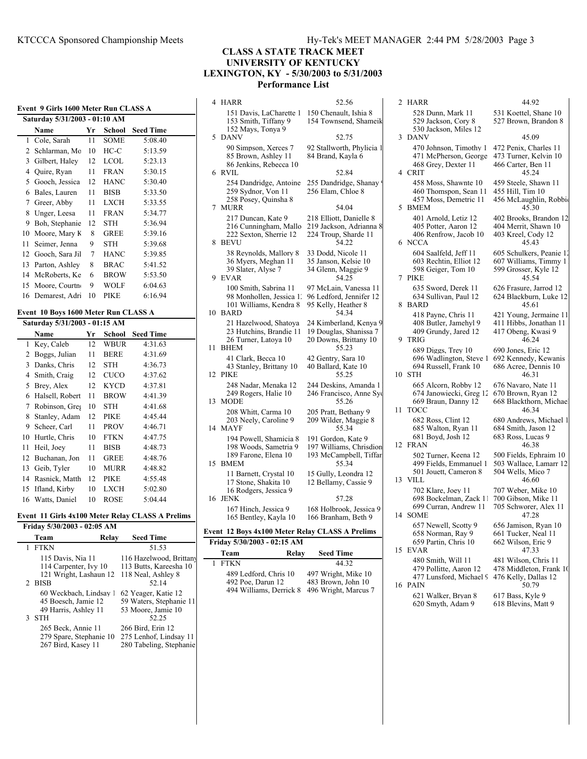## CLASS A STATE TRACK MEET
## UNIVERSITY OF KENTUCKY
## LEXINGTON, KY - 5/30/2003 to 5/31/2003
## Performance List

### Event 9 Girls 1600 Meter Run CLASS A

**Saturday 5/31/2003 - 01:10 AM**

| | Name | Yr | School | Seed Time |
|---|---|---|---|---|
| 1 | Cole, Sarah | 11 | SOME | 5:08.40 |
| 2 | Schlarman, Mo | 10 | HC-C | 5:13.59 |
| 3 | Gilbert, Haley | 12 | LCOL | 5:23.13 |
| 4 | Quire, Ryan | 11 | FRAN | 5:30.15 |
| 5 | Gooch, Jessica | 12 | HANC | 5:30.40 |
| 6 | Bales, Lauren | 11 | BISB | 5:33.50 |
| 7 | Greer, Abby | 11 | LXCH | 5:33.55 |
| 8 | Unger, Leesa | 11 | FRAN | 5:34.77 |
| 9 | Boh, Stephanie | 12 | STH | 5:36.94 |
| 10 | Moore, Mary K | 8 | GREE | 5:39.16 |
| 11 | Seimer, Jenna | 9 | STH | 5:39.68 |
| 12 | Gooch, Sara Jil | 7 | HANC | 5:39.85 |
| 13 | Parton, Ashley | 8 | BRAC | 5:41.52 |
| 14 | McRoberts, Ke | 6 | BROW | 5:53.50 |
| 15 | Moore, Courtn | 9 | WOLF | 6:04.63 |
| 16 | Demarest, Adri | 10 | PIKE | 6:16.94 |

### Event 10 Boys 1600 Meter Run CLASS A

**Saturday 5/31/2003 - 01:15 AM**

| | Name | Yr | School | Seed Time |
|---|---|---|---|---|
| 1 | Key, Caleb | 12 | WBUR | 4:31.63 |
| 2 | Boggs, Julian | 11 | BERE | 4:31.69 |
| 3 | Danks, Chris | 12 | STH | 4:36.73 |
| 4 | Smith, Craig | 12 | CUCO | 4:37.62 |
| 5 | Brey, Alex | 12 | KYCD | 4:37.81 |
| 6 | Halsell, Robert | 11 | BROW | 4:41.39 |
| 7 | Robinson, Greg | 10 | STH | 4:41.68 |
| 8 | Stanley, Adam | 12 | PIKE | 4:45.44 |
| 9 | Scheer, Carl | 11 | PROV | 4:46.71 |
| 10 | Hurtle, Chris | 10 | FTKN | 4:47.75 |
| 11 | Heil, Joey | 11 | BISB | 4:48.73 |
| 12 | Buchanan, Jon | 11 | GREE | 4:48.76 |
| 13 | Geib, Tyler | 10 | MURR | 4:48.82 |
| 14 | Rasnick, Matth | 12 | PIKE | 4:55.48 |
| 15 | Ifland, Kirby | 10 | LXCH | 5:02.80 |
| 16 | Watts, Daniel | 10 | ROSE | 5:04.44 |

### Event 11 Girls 4x100 Meter Relay CLASS A Prelims

**Friday 5/30/2003 - 02:05 AM**

| | Team | Relay | Seed Time |
|---|---|---|---|
| 1 | FTKN | | 51.53 |
| | 115 Davis, Nia 11 | | 116 Hazelwood, Brittany |
| | 114 Carpenter, Ivy 10 | | 113 Butts, Kareesha 10 |
| | 121 Wright, Lashaun 12 | | 118 Neal, Ashley 8 |
| 2 | BISB | | 52.14 |
| | 60 Weckbach, Lindsay 1 | | 62 Yeager, Katie 12 |
| | 45 Boesch, Jamie 12 | | 59 Waters, Stephanie 11 |
| | 49 Harris, Ashley 11 | | 53 Moore, Jamie 10 |
| 3 | STH | | 52.25 |
| | 265 Beck, Annie 11 | | 266 Bird, Erin 12 |
| | 279 Spare, Stephanie 10 | | 275 Lenhof, Lindsay 11 |
| | 267 Bird, Kasey 11 | | 280 Tabeling, Stephanie |
| 4 | HARR | | 52.56 |
| | 151 Davis, LaCharette 1 | | 150 Chenault, Ishia 8 |
| | 153 Smith, Tiffany 9 | | 154 Townsend, Shameik |
| | 152 Mays, Tonya 9 | | |
| 5 | DANV | | 52.75 |
| | 90 Simpson, Xerces 7 | | 92 Stallworth, Phylicia 1 |
| | 85 Brown, Ashley 11 | | 84 Brand, Kayla 6 |
| | 86 Jenkins, Rebecca 10 | | |
| 6 | RVIL | | 52.84 |
| | 254 Dandridge, Antoine | | 255 Dandridge, Shanay |
| | 259 Sydnor, Von 11 | | 256 Elam, Chloe 8 |
| | 258 Posey, Quinsha 8 | | |
| 7 | MURR | | 54.04 |
| | 217 Duncan, Kate 9 | | 218 Elliott, Danielle 8 |
| | 216 Cunningham, Mallo | | 219 Jackson, Adrianna 8 |
| | 222 Sexton, Sherrie 12 | | 224 Troup, Sharde 11 |
| 8 | BEVU | | 54.22 |
| | 38 Reynolds, Mallory 8 | | 33 Dodd, Nicole 11 |
| | 36 Myers, Meghan 11 | | 35 Janson, Kelsie 10 |
| | 39 Slater, Alyse 7 | | 34 Glenn, Maggie 9 |
| 9 | EVAR | | 54.25 |
| | 100 Smith, Sabrina 11 | | 97 McLain, Vanessa 11 |
| | 98 Monhollen, Jessica 1 | | 96 Ledford, Jennifer 12 |
| | 101 Williams, Kendra 8 | | 95 Kelly, Heather 8 |
| 10 | BARD | | 54.34 |
| | 21 Hazelwood, Shatoya | | 24 Kimberland, Kenya 9 |
| | 23 Hutchins, Brandie 11 | | 19 Douglas, Shanissa 7 |
| | 26 Turner, Latoya 10 | | 20 Downs, Brittany 10 |
| 11 | BHEM | | 55.23 |
| | 41 Clark, Becca 10 | | 42 Gentry, Sara 10 |
| | 43 Stanley, Brittany 10 | | 40 Ballard, Kate 10 |
| 12 | PIKE | | 55.25 |
| | 248 Nadar, Menaka 12 | | 244 Deskins, Amanda 1 |
| | 249 Rogers, Halie 10 | | 246 Francisco, Anne Syd |
| 13 | MODE | | 55.26 |
| | 208 Whitt, Carma 10 | | 205 Pratt, Bethany 9 |
| | 203 Neely, Caroline 9 | | 209 Wilder, Maggie 8 |
| 14 | MAYF | | 55.34 |
| | 194 Powell, Shamicia 8 | | 191 Gordon, Kate 9 |
| | 198 Woods, Sametria 9 | | 197 Williams, Chrisdion |
| | 189 Farone, Elena 10 | | 193 McCampbell, Tiffar |
| 15 | BMEM | | 55.34 |
| | 11 Barnett, Crystal 10 | | 15 Gully, Leondra 12 |
| | 17 Stone, Shakita 10 | | 12 Bellamy, Cassie 9 |
| | 16 Rodgers, Jessica 9 | | |
| 16 | JENK | | 57.28 |
| | 167 Hinch, Jessica 9 | | 168 Holbrook, Jessica 9 |
| | 165 Bentley, Kayla 10 | | 166 Branham, Beth 9 |

### Event 12 Boys 4x100 Meter Relay CLASS A Prelims

**Friday 5/30/2003 - 02:15 AM**

| | Team | Relay | Seed Time |
|---|---|---|---|
| 1 | FTKN | | 44.32 |
| | 489 Ledford, Chris 10 | | 497 Wright, Mike 10 |
| | 492 Poe, Darun 12 | | 483 Brown, John 10 |
| | 494 Williams, Derrick 8 | | 496 Wright, Marcus 7 |
| 2 | HARR | | 44.92 |
| | 528 Dunn, Mark 11 | | 531 Koettel, Shane 10 |
| | 529 Jackson, Cory 8 | | 527 Brown, Brandon 8 |
| | 530 Jackson, Miles 12 | | |
| 3 | DANV | | 45.09 |
| | 470 Johnson, Timothy 1 | | 472 Penix, Charles 11 |
| | 471 McPherson, George | | 473 Turner, Kelvin 10 |
| | 468 Grey, Dexter 11 | | 466 Carter, Ben 11 |
| 4 | CRIT | | 45.24 |
| | 458 Moss, Shawnte 10 | | 459 Steele, Shawn 11 |
| | 460 Thomspon, Sean 11 | | 455 Hill, Tim 10 |
| | 457 Moss, Demetric 11 | | 456 McLaughlin, Robbie |
| 5 | BMEM | | 45.30 |
| | 401 Arnold, Letiz 12 | | 402 Brooks, Brandon 12 |
| | 405 Potter, Aaron 12 | | 404 Merrit, Shawn 10 |
| | 406 Renfrow, Jacob 10 | | 403 Kreel, Cody 12 |
| 6 | NCCA | | 45.43 |
| | 604 Saalfeld, Jeff 11 | | 605 Schulkers, Peanie 12 |
| | 603 Rechtin, Elliot 12 | | 607 Williams, Timmy 1 |
| | 598 Geiger, Tom 10 | | 599 Grosser, Kyle 12 |
| 7 | PIKE | | 45.54 |
| | 635 Sword, Derek 11 | | 626 Frasure, Jarrod 12 |
| | 634 Sullivan, Paul 12 | | 624 Blackburn, Luke 12 |
| 8 | BARD | | 45.61 |
| | 418 Payne, Chris 11 | | 421 Young, Jermaine 11 |
| | 408 Butler, Jamehyl 9 | | 411 Hibbs, Jonathan 11 |
| | 409 Grundy, Jared 12 | | 417 Obeng, Kwasi 9 |
| 9 | TRIG | | 46.24 |
| | 689 Diggs, Trey 10 | | 690 Jones, Eric 12 |
| | 696 Wadlington, Steve 1 | | 692 Kennedy, Kewanis |
| | 694 Russell, Frank 10 | | 686 Acree, Dennis 10 |
| 10 | STH | | 46.31 |
| | 665 Alcorn, Robby 12 | | 676 Navaro, Nate 11 |
| | 674 Janowiecki, Greg 12 | | 670 Brown, Ryan 12 |
| | 669 Braun, Danny 12 | | 668 Blackthorn, Michael |
| 11 | TOCC | | 46.34 |
| | 682 Ross, Clint 12 | | 680 Andrews, Michael 1 |
| | 685 Walton, Ryan 11 | | 684 Smith, Jason 12 |
| | 681 Boyd, Josh 12 | | 683 Ross, Lucas 9 |
| 12 | FRAN | | 46.38 |
| | 502 Turner, Keena 12 | | 500 Fields, Ephraim 10 |
| | 499 Fields, Emmanuel 1 | | 503 Wallace, Lamarr 12 |
| | 501 Jouett, Cameron 8 | | 504 Wells, Mico 7 |
| 13 | VILL | | 46.60 |
| | 702 Klare, Joey 11 | | 707 Weber, Mike 10 |
| | 698 Bockelman, Zack 11 | | 700 Gibson, Mike 11 |
| | 699 Curran, Andrew 11 | | 705 Schworer, Alex 11 |
| 14 | SOME | | 47.28 |
| | 657 Newell, Scotty 9 | | 656 Jamison, Ryan 10 |
| | 658 Norman, Ray 9 | | 661 Tucker, Neal 11 |
| | 659 Partin, Chris 10 | | 662 Wilson, Eric 9 |
| 15 | EVAR | | 47.33 |
| | 480 Smith, Will 11 | | 481 Wilson, Chris 11 |
| | 479 Pollitte, Aaron 12 | | 478 Middleton, Frank 10 |
| | 477 Lunsford, Michael 9 | | 476 Kelly, Dallas 12 |
| 16 | PAIN | | 50.79 |
| | 621 Walker, Bryan 8 | | 617 Bass, Kyle 9 |
| | 620 Smyth, Adam 9 | | 618 Blevins, Matt 9 |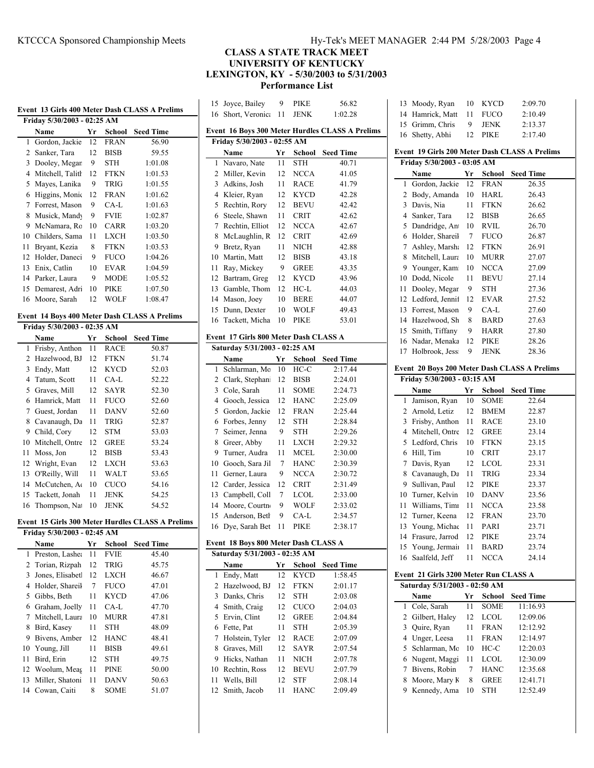# CLASS A STATE TRACK MEET
## UNIVERSITY OF KENTUCKY
## LEXINGTON, KY - 5/30/2003 to 5/31/2003
## Performance List

### Event 13 Girls 400 Meter Dash CLASS A Prelims

Friday 5/30/2003 - 02:25 AM

| | Name | Yr | School | Seed Time |
|---|---|---|---|---|
| 1 | Gordon, Jackie | 12 | FRAN | 56.90 |
| 2 | Sanker, Tara | 12 | BISB | 59.55 |
| 3 | Dooley, Megan | 9 | STH | 1:01.08 |
| 4 | Mitchell, Talith | 12 | FTKN | 1:01.53 |
| 5 | Mayes, Lanika | 9 | TRIG | 1:01.55 |
| 6 | Higgins, Monic | 12 | FRAN | 1:01.62 |
| 7 | Forrest, Mason | 9 | CA-L | 1:01.63 |
| 8 | Musick, Mandy | 9 | FVIE | 1:02.87 |
| 9 | McNamara, Ro | 10 | CARR | 1:03.20 |
| 10 | Childers, Sama | 11 | LXCH | 1:03.50 |
| 11 | Bryant, Kezia | 8 | FTKN | 1:03.53 |
| 12 | Holder, Daneci | 9 | FUCO | 1:04.26 |
| 13 | Enix, Catlin | 10 | EVAR | 1:04.59 |
| 14 | Parker, Laura | 9 | MODE | 1:05.52 |
| 15 | Demarest, Adri | 10 | PIKE | 1:07.50 |
| 16 | Moore, Sarah | 12 | WOLF | 1:08.47 |

### Event 14 Boys 400 Meter Dash CLASS A Prelims

Friday 5/30/2003 - 02:35 AM

| | Name | Yr | School | Seed Time |
|---|---|---|---|---|
| 1 | Frisby, Anthon | 11 | RACE | 50.87 |
| 2 | Hazelwood, BJ | 12 | FTKN | 51.74 |
| 3 | Endy, Matt | 12 | KYCD | 52.03 |
| 4 | Tatum, Scott | 11 | CA-L | 52.22 |
| 5 | Graves, Mill | 12 | SAYR | 52.30 |
| 6 | Hamrick, Matt | 11 | FUCO | 52.60 |
| 7 | Guest, Jordan | 11 | DANV | 52.60 |
| 8 | Cavanaugh, Da | 11 | TRIG | 52.87 |
| 9 | Child, Cory | 12 | STM | 53.03 |
| 10 | Mitchell, Ontre | 12 | GREE | 53.24 |
| 11 | Moss, Jon | 12 | BISB | 53.43 |
| 12 | Wright, Evan | 12 | LXCH | 53.63 |
| 13 | O'Reilly, Will | 11 | WALT | 53.65 |
| 14 | McCutchen, Ad | 10 | CUCO | 54.16 |
| 15 | Tackett, Jonah | 11 | JENK | 54.25 |
| 16 | Thompson, Nat | 10 | JENK | 54.52 |

### Event 15 Girls 300 Meter Hurdles CLASS A Prelims

Friday 5/30/2003 - 02:45 AM

| | Name | Yr | School | Seed Time |
|---|---|---|---|---|
| 1 | Preston, Lashea | 11 | FVIE | 45.40 |
| 2 | Torian, Rizpah | 12 | TRIG | 45.75 |
| 3 | Jones, Elisabeth | 12 | LXCH | 46.67 |
| 4 | Holder, Shareik | 7 | FUCO | 47.01 |
| 5 | Gibbs, Beth | 11 | KYCD | 47.06 |
| 6 | Graham, Joelly | 11 | CA-L | 47.70 |
| 7 | Mitchell, Laura | 10 | MURR | 47.81 |
| 8 | Bird, Kasey | 11 | STH | 48.09 |
| 9 | Bivens, Amber | 12 | HANC | 48.41 |
| 10 | Young, Jill | 11 | BISB | 49.61 |
| 11 | Bird, Erin | 12 | STH | 49.75 |
| 12 | Woolum, Meag | 11 | PINE | 50.00 |
| 13 | Miller, Shatoni | 11 | DANV | 50.63 |
| 14 | Cowan, Caiti | 8 | SOME | 51.07 |
| 15 | Joyce, Bailey | 9 | PIKE | 56.82 |
| 16 | Short, Veronica | 11 | JENK | 1:02.28 |

### Event 16 Boys 300 Meter Hurdles CLASS A Prelims

Friday 5/30/2003 - 02:55 AM

| | Name | Yr | School | Seed Time |
|---|---|---|---|---|
| 1 | Navaro, Nate | 11 | STH | 40.71 |
| 2 | Miller, Kevin | 12 | NCCA | 41.05 |
| 3 | Adkins, Josh | 11 | RACE | 41.79 |
| 4 | Kleier, Ryan | 12 | KYCD | 42.28 |
| 5 | Rechtin, Rory | 12 | BEVU | 42.42 |
| 6 | Steele, Shawn | 11 | CRIT | 42.62 |
| 7 | Rechtin, Elliot | 12 | NCCA | 42.67 |
| 8 | McLaughlin, R | 12 | CRIT | 42.69 |
| 9 | Bretz, Ryan | 11 | NICH | 42.88 |
| 10 | Martin, Matt | 12 | BISB | 43.18 |
| 11 | Ray, Mickey | 9 | GREE | 43.35 |
| 12 | Bartram, Greg | 12 | KYCD | 43.96 |
| 13 | Gamble, Thom | 12 | HC-L | 44.03 |
| 14 | Mason, Joey | 10 | BERE | 44.07 |
| 15 | Dunn, Dexter | 10 | WOLF | 49.43 |
| 16 | Tackett, Micha | 10 | PIKE | 53.01 |

### Event 17 Girls 800 Meter Dash CLASS A

Saturday 5/31/2003 - 02:25 AM

| | Name | Yr | School | Seed Time |
|---|---|---|---|---|
| 1 | Schlarman, Mo | 10 | HC-C | 2:17.44 |
| 2 | Clark, Stephani | 12 | BISB | 2:24.01 |
| 3 | Cole, Sarah | 11 | SOME | 2:24.73 |
| 4 | Gooch, Jessica | 12 | HANC | 2:25.09 |
| 5 | Gordon, Jackie | 12 | FRAN | 2:25.44 |
| 6 | Forbes, Jenny | 12 | STH | 2:28.84 |
| 7 | Seimer, Jenna | 9 | STH | 2:29.26 |
| 8 | Greer, Abby | 11 | LXCH | 2:29.32 |
| 9 | Turner, Audra | 11 | MCEL | 2:30.00 |
| 10 | Gooch, Sara Jil | 7 | HANC | 2:30.39 |
| 11 | Gerner, Laura | 9 | NCCA | 2:30.72 |
| 12 | Carder, Jessica | 12 | CRIT | 2:31.49 |
| 13 | Campbell, Coll | 7 | LCOL | 2:33.00 |
| 14 | Moore, Courtn | 9 | WOLF | 2:33.02 |
| 15 | Anderson, Beth | 9 | CA-L | 2:34.57 |
| 16 | Dye, Sarah Bet | 11 | PIKE | 2:38.17 |

### Event 18 Boys 800 Meter Dash CLASS A

Saturday 5/31/2003 - 02:35 AM

| | Name | Yr | School | Seed Time |
|---|---|---|---|---|
| 1 | Endy, Matt | 12 | KYCD | 1:58.45 |
| 2 | Hazelwood, BJ | 12 | FTKN | 2:01.17 |
| 3 | Danks, Chris | 12 | STH | 2:03.08 |
| 4 | Smith, Craig | 12 | CUCO | 2:04.03 |
| 5 | Ervin, Clint | 12 | GREE | 2:04.84 |
| 6 | Fette, Pat | 11 | STH | 2:05.39 |
| 7 | Holstein, Tyler | 12 | RACE | 2:07.09 |
| 8 | Graves, Mill | 12 | SAYR | 2:07.54 |
| 9 | Hicks, Nathan | 11 | NICH | 2:07.78 |
| 10 | Rechtin, Ross | 12 | BEVU | 2:07.79 |
| 11 | Wells, Bill | 12 | STF | 2:08.14 |
| 12 | Smith, Jacob | 11 | HANC | 2:09.49 |
| 13 | Moody, Ryan | 10 | KYCD | 2:09.70 |
| 14 | Hamrick, Matt | 11 | FUCO | 2:10.49 |
| 15 | Grimm, Chris | 9 | JENK | 2:13.37 |
| 16 | Shetty, Abhi | 12 | PIKE | 2:17.40 |

### Event 19 Girls 200 Meter Dash CLASS A Prelims

Friday 5/30/2003 - 03:05 AM

| | Name | Yr | School | Seed Time |
|---|---|---|---|---|
| 1 | Gordon, Jackie | 12 | FRAN | 26.35 |
| 2 | Body, Amanda | 10 | HARL | 26.43 |
| 3 | Davis, Nia | 11 | FTKN | 26.62 |
| 4 | Sanker, Tara | 12 | BISB | 26.65 |
| 5 | Dandridge, Ant | 10 | RVIL | 26.70 |
| 6 | Holder, Shareik | 7 | FUCO | 26.87 |
| 7 | Ashley, Marsha | 12 | FTKN | 26.91 |
| 8 | Mitchell, Laura | 10 | MURR | 27.07 |
| 9 | Younger, Kami | 10 | NCCA | 27.09 |
| 10 | Dodd, Nicole | 11 | BEVU | 27.14 |
| 11 | Dooley, Megan | 9 | STH | 27.36 |
| 12 | Ledford, Jennif | 12 | EVAR | 27.52 |
| 13 | Forrest, Mason | 9 | CA-L | 27.60 |
| 14 | Hazelwood, Sh | 8 | BARD | 27.63 |
| 15 | Smith, Tiffany | 9 | HARR | 27.80 |
| 16 | Nadar, Menaka | 12 | PIKE | 28.26 |
| 17 | Holbrook, Jessi | 9 | JENK | 28.36 |

### Event 20 Boys 200 Meter Dash CLASS A Prelims

Friday 5/30/2003 - 03:15 AM

| | Name | Yr | School | Seed Time |
|---|---|---|---|---|
| 1 | Jamison, Ryan | 10 | SOME | 22.64 |
| 2 | Arnold, Letiz | 12 | BMEM | 22.87 |
| 3 | Frisby, Anthon | 11 | RACE | 23.10 |
| 4 | Mitchell, Ontre | 12 | GREE | 23.14 |
| 5 | Ledford, Chris | 10 | FTKN | 23.15 |
| 6 | Hill, Tim | 10 | CRIT | 23.17 |
| 7 | Davis, Ryan | 12 | LCOL | 23.31 |
| 8 | Cavanaugh, Da | 11 | TRIG | 23.34 |
| 9 | Sullivan, Paul | 12 | PIKE | 23.37 |
| 10 | Turner, Kelvin | 10 | DANV | 23.56 |
| 11 | Williams, Timu | 11 | NCCA | 23.58 |
| 12 | Turner, Keena | 12 | FRAN | 23.70 |
| 13 | Young, Michae | 11 | PARI | 23.71 |
| 14 | Frasure, Jarrod | 12 | PIKE | 23.74 |
| 15 | Young, Jermain | 11 | BARD | 23.74 |
| 16 | Saalfeld, Jeff | 11 | NCCA | 24.14 |

### Event 21 Girls 3200 Meter Run CLASS A

Saturday 5/31/2003 - 02:50 AM

| | Name | Yr | School | Seed Time |
|---|---|---|---|---|
| 1 | Cole, Sarah | 11 | SOME | 11:16.93 |
| 2 | Gilbert, Haley | 12 | LCOL | 12:09.06 |
| 3 | Quire, Ryan | 11 | FRAN | 12:12.92 |
| 4 | Unger, Leesa | 11 | FRAN | 12:14.97 |
| 5 | Schlarman, Mo | 10 | HC-C | 12:20.03 |
| 6 | Nugent, Maggi | 11 | LCOL | 12:30.09 |
| 7 | Bivens, Robin | 7 | HANC | 12:35.68 |
| 8 | Moore, Mary K | 8 | GREE | 12:41.71 |
| 9 | Kennedy, Ama | 10 | STH | 12:52.49 |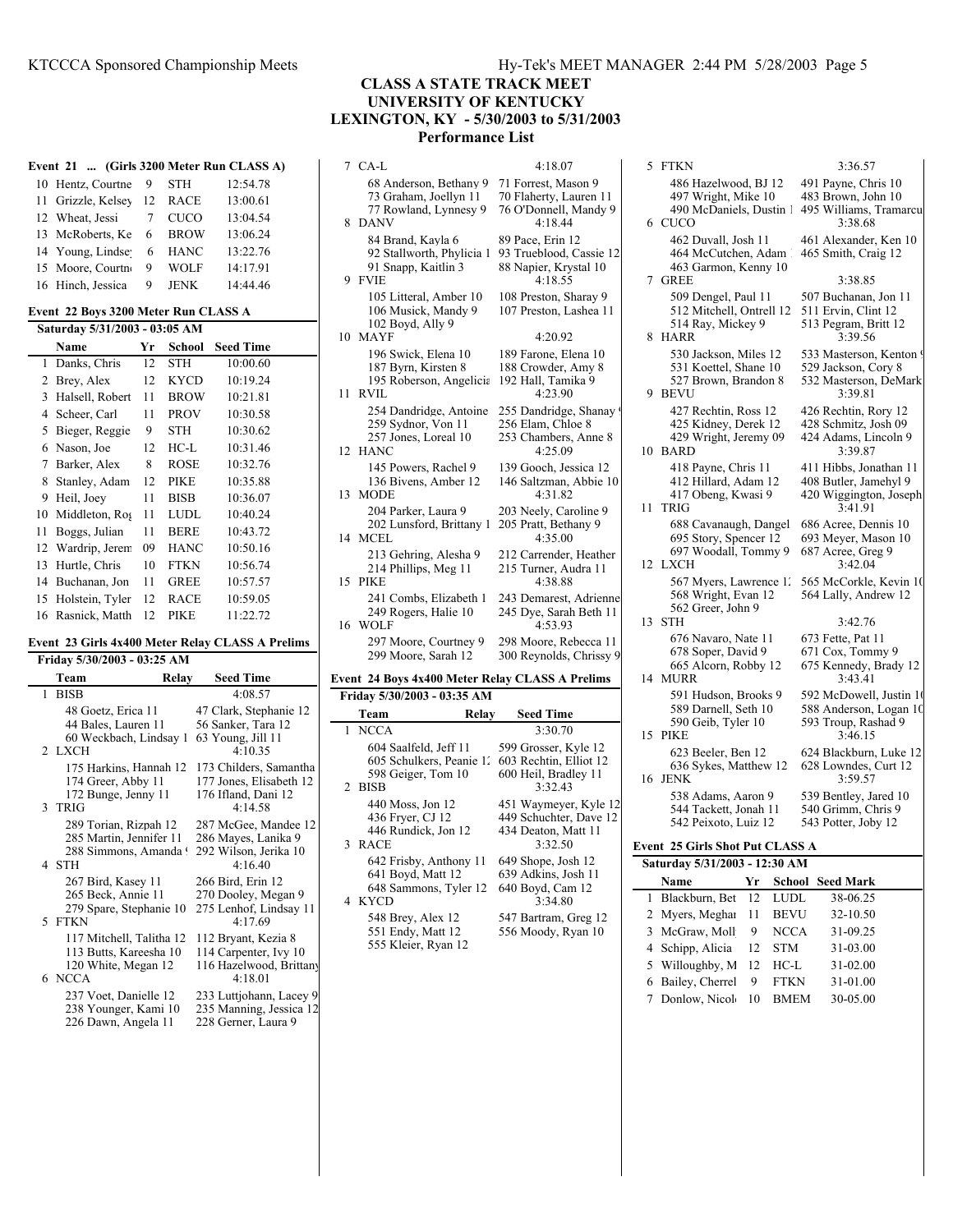# CLASS A STATE TRACK MEET
## UNIVERSITY OF KENTUCKY
## LEXINGTON, KY - 5/30/2003 to 5/31/2003
## Performance List

### Event 21 ... (Girls 3200 Meter Run CLASS A)

| | Name | Yr | School | Seed Time |
|---|---|---|---|---|
| 10 | Hentz, Courtne | 9 | STH | 12:54.78 |
| 11 | Grizzle, Kelsey | 12 | RACE | 13:00.61 |
| 12 | Wheat, Jessi | 7 | CUCO | 13:04.54 |
| 13 | McRoberts, Ke | 6 | BROW | 13:06.24 |
| 14 | Young, Lindse | 6 | HANC | 13:22.76 |
| 15 | Moore, Courtn | 9 | WOLF | 14:17.91 |
| 16 | Hinch, Jessica | 9 | JENK | 14:44.46 |

### Event 22 Boys 3200 Meter Run CLASS A

Saturday 5/31/2003 - 03:05 AM

| | Name | Yr | School | Seed Time |
|---|---|---|---|---|
| 1 | Danks, Chris | 12 | STH | 10:00.60 |
| 2 | Brey, Alex | 12 | KYCD | 10:19.24 |
| 3 | Halsell, Robert | 11 | BROW | 10:21.81 |
| 4 | Scheer, Carl | 11 | PROV | 10:30.58 |
| 5 | Bieger, Reggie | 9 | STH | 10:30.62 |
| 6 | Nason, Joe | 12 | HC-L | 10:31.46 |
| 7 | Barker, Alex | 8 | ROSE | 10:32.76 |
| 8 | Stanley, Adam | 12 | PIKE | 10:35.88 |
| 9 | Heil, Joey | 11 | BISB | 10:36.07 |
| 10 | Middleton, Rog | 11 | LUDL | 10:40.24 |
| 11 | Boggs, Julian | 11 | BERE | 10:43.72 |
| 12 | Wardrip, Jerem | 09 | HANC | 10:50.16 |
| 13 | Hurtle, Chris | 10 | FTKN | 10:56.74 |
| 14 | Buchanan, Jon | 11 | GREE | 10:57.57 |
| 15 | Holstein, Tyler | 12 | RACE | 10:59.05 |
| 16 | Rasnick, Matth | 12 | PIKE | 11:22.72 |

### Event 23 Girls 4x400 Meter Relay CLASS A Prelims

Friday 5/30/2003 - 03:25 AM

| | Team | Relay | Seed Time |
|---|---|---|---|
| 1 | BISB | | 4:08.57 |
| | 48 Goetz, Erica 11; 47 Clark, Stephanie 12; 44 Bales, Lauren 11; 56 Sanker, Tara 12; 60 Weckbach, Lindsay 1; 63 Young, Jill 11 | | |
| 2 | LXCH | | 4:10.35 |
| | 175 Harkins, Hannah 12; 173 Childers, Samantha; 174 Greer, Abby 11; 177 Jones, Elisabeth 12; 172 Bunge, Jenny 11; 176 Ifland, Dani 12 | | |
| 3 | TRIG | | 4:14.58 |
| | 289 Torian, Rizpah 12; 287 McGee, Mandee 12; 285 Martin, Jennifer 11; 286 Mayes, Lanika 9; 288 Simmons, Amanda; 292 Wilson, Jerika 10 | | |
| 4 | STH | | 4:16.40 |
| | 267 Bird, Kasey 11; 266 Bird, Erin 12; 265 Beck, Annie 11; 270 Dooley, Megan 9; 279 Spare, Stephanie 10; 275 Lenhof, Lindsay 11 | | |
| 5 | FTKN | | 4:17.69 |
| | 117 Mitchell, Talitha 12; 112 Bryant, Kezia 8; 113 Butts, Kareesha 10; 114 Carpenter, Ivy 10; 120 White, Megan 12; 116 Hazelwood, Brittany | | |
| 6 | NCCA | | 4:18.01 |
| | 237 Voet, Danielle 12; 233 Luttjohann, Lacey 9; 238 Younger, Kami 10; 235 Manning, Jessica 12; 226 Dawn, Angela 11; 228 Gerner, Laura 9 | | |
| 7 | CA-L | | 4:18.07 |
| | 68 Anderson, Bethany 9; 71 Forrest, Mason 9; 73 Graham, Joellyn 11; 70 Flaherty, Lauren 11; 77 Rowland, Lynnesy 9; 76 O'Donnell, Mandy 9 | | |
| 8 | DANV | | 4:18.44 |
| | 84 Brand, Kayla 6; 89 Pace, Erin 12; 92 Stallworth, Phylicia 1; 93 Trueblood, Cassie 12; 91 Snapp, Kaitlin 3; 88 Napier, Krystal 10 | | |
| 9 | FVIE | | 4:18.55 |
| | 105 Litteral, Amber 10; 108 Preston, Sharay 9; 106 Musick, Mandy 9; 107 Preston, Lashea 11; 102 Boyd, Ally 9 | | |
| 10 | MAYF | | 4:20.92 |
| | 196 Swick, Elena 10; 189 Farone, Elena 10; 187 Byrn, Kirsten 8; 188 Crowder, Amy 8; 195 Roberson, Angelica; 192 Hall, Tamika 9 | | |
| 11 | RVIL | | 4:23.90 |
| | 254 Dandridge, Antoine; 255 Dandridge, Shanay; 259 Sydnor, Von 11; 256 Elam, Chloe 8; 257 Jones, Loreal 10; 253 Chambers, Anne 8 | | |
| 12 | HANC | | 4:25.09 |
| | 145 Powers, Rachel 9; 139 Gooch, Jessica 12; 136 Bivens, Amber 12; 146 Saltzman, Abbie 10 | | |
| 13 | MODE | | 4:31.82 |
| | 204 Parker, Laura 9; 203 Neely, Caroline 9; 202 Lunsford, Brittany 1; 205 Pratt, Bethany 9 | | |
| 14 | MCEL | | 4:35.00 |
| | 213 Gehring, Alesha 9; 212 Carrender, Heather; 214 Phillips, Meg 11; 215 Turner, Audra 11 | | |
| 15 | PIKE | | 4:38.88 |
| | 241 Combs, Elizabeth 1; 243 Demarest, Adrienne; 249 Rogers, Halie 10; 245 Dye, Sarah Beth 11 | | |
| 16 | WOLF | | 4:53.93 |
| | 297 Moore, Courtney 9; 298 Moore, Rebecca 11; 299 Moore, Sarah 12; 300 Reynolds, Chrissy 9 | | |

### Event 24 Boys 4x400 Meter Relay CLASS A Prelims

Friday 5/30/2003 - 03:35 AM

| | Team | Relay | Seed Time |
|---|---|---|---|
| 1 | NCCA | | 3:30.70 |
| | 604 Saalfeld, Jeff 11; 599 Grosser, Kyle 12; 605 Schulkers, Peanie 1; 603 Rechtin, Elliot 12; 598 Geiger, Tom 10; 600 Heil, Bradley 11 | | |
| 2 | BISB | | 3:32.43 |
| | 440 Moss, Jon 12; 451 Waymeyer, Kyle 12; 436 Fryer, CJ 12; 449 Schuchter, Dave 12; 446 Rundick, Jon 12; 434 Deaton, Matt 11 | | |
| 3 | RACE | | 3:32.50 |
| | 642 Frisby, Anthony 11; 649 Shope, Josh 12; 641 Boyd, Matt 12; 639 Adkins, Josh 11; 648 Sammons, Tyler 12; 640 Boyd, Cam 12 | | |
| 4 | KYCD | | 3:34.80 |
| | 548 Brey, Alex 12; 547 Bartram, Greg 12; 551 Endy, Matt 12; 556 Moody, Ryan 10; 555 Kleier, Ryan 12 | | |
| 5 | FTKN | | 3:36.57 |
| | 486 Hazelwood, BJ 12; 491 Payne, Chris 10; 497 Wright, Mike 10; 483 Brown, John 10; 490 McDaniels, Dustin; 495 Williams, Tramarcu | | |
| 6 | CUCO | | 3:38.68 |
| | 462 Duvall, Josh 11; 461 Alexander, Ken 10; 464 McCutchen, Adam; 465 Smith, Craig 12; 463 Garmon, Kenny 10 | | |
| 7 | GREE | | 3:38.85 |
| | 509 Dengel, Paul 11; 507 Buchanan, Jon 11; 512 Mitchell, Ontrell 12; 511 Ervin, Clint 12; 514 Ray, Mickey 9; 513 Pegram, Britt 12 | | |
| 8 | HARR | | 3:39.56 |
| | 530 Jackson, Miles 12; 533 Masterson, Kenton; 531 Koettel, Shane 10; 529 Jackson, Cory 8; 527 Brown, Brandon 8; 532 Masterson, DeMark | | |
| 9 | BEVU | | 3:39.81 |
| | 427 Rechtin, Ross 12; 426 Rechtin, Rory 12; 425 Kidney, Derek 12; 428 Schmitz, Josh 09; 429 Wright, Jeremy 09; 424 Adams, Lincoln 9 | | |
| 10 | BARD | | 3:39.87 |
| | 418 Payne, Chris 11; 411 Hibbs, Jonathan 11; 412 Hillard, Adam 12; 408 Butler, Jamehyl 9; 417 Obeng, Kwasi 9; 420 Wiggington, Joseph | | |
| 11 | TRIG | | 3:41.91 |
| | 688 Cavanaugh, Dangel; 686 Acree, Dennis 10; 695 Story, Spencer 12; 693 Meyer, Mason 10; 697 Woodall, Tommy 9; 687 Acree, Greg 9 | | |
| 12 | LXCH | | 3:42.04 |
| | 567 Myers, Lawrence 1; 565 McCorkle, Kevin 1; 568 Wright, Evan 12; 564 Lally, Andrew 12; 562 Greer, John 9 | | |
| 13 | STH | | 3:42.76 |
| | 676 Navaro, Nate 11; 673 Fette, Pat 11; 678 Soper, David 9; 671 Cox, Tommy 9; 665 Alcorn, Robby 12; 675 Kennedy, Brady 12 | | |
| 14 | MURR | | 3:43.41 |
| | 591 Hudson, Brooks 9; 592 McDowell, Justin 1; 589 Darnell, Seth 10; 588 Anderson, Logan 1; 590 Geib, Tyler 10; 593 Troup, Rashad 9 | | |
| 15 | PIKE | | 3:46.15 |
| | 623 Beeler, Ben 12; 624 Blackburn, Luke 12; 636 Sykes, Matthew 12; 628 Lowndes, Curt 12 | | |
| 16 | JENK | | 3:59.57 |
| | 538 Adams, Aaron 9; 539 Bentley, Jared 10; 544 Tackett, Jonah 11; 540 Grimm, Chris 9; 542 Peixoto, Luiz 12; 543 Potter, Joby 12 | | |

### Event 25 Girls Shot Put CLASS A

Saturday 5/31/2003 - 12:30 AM

| | Name | Yr | School | Seed Mark |
|---|---|---|---|---|
| 1 | Blackburn, Bet | 12 | LUDL | 38-06.25 |
| 2 | Myers, Meghan | 11 | BEVU | 32-10.50 |
| 3 | McGraw, Moll | 9 | NCCA | 31-09.25 |
| 4 | Schipp, Alicia | 12 | STM | 31-03.00 |
| 5 | Willoughby, M | 12 | HC-L | 31-02.00 |
| 6 | Bailey, Cherrel | 9 | FTKN | 31-01.00 |
| 7 | Donlow, Nicole | 10 | BMEM | 30-05.00 |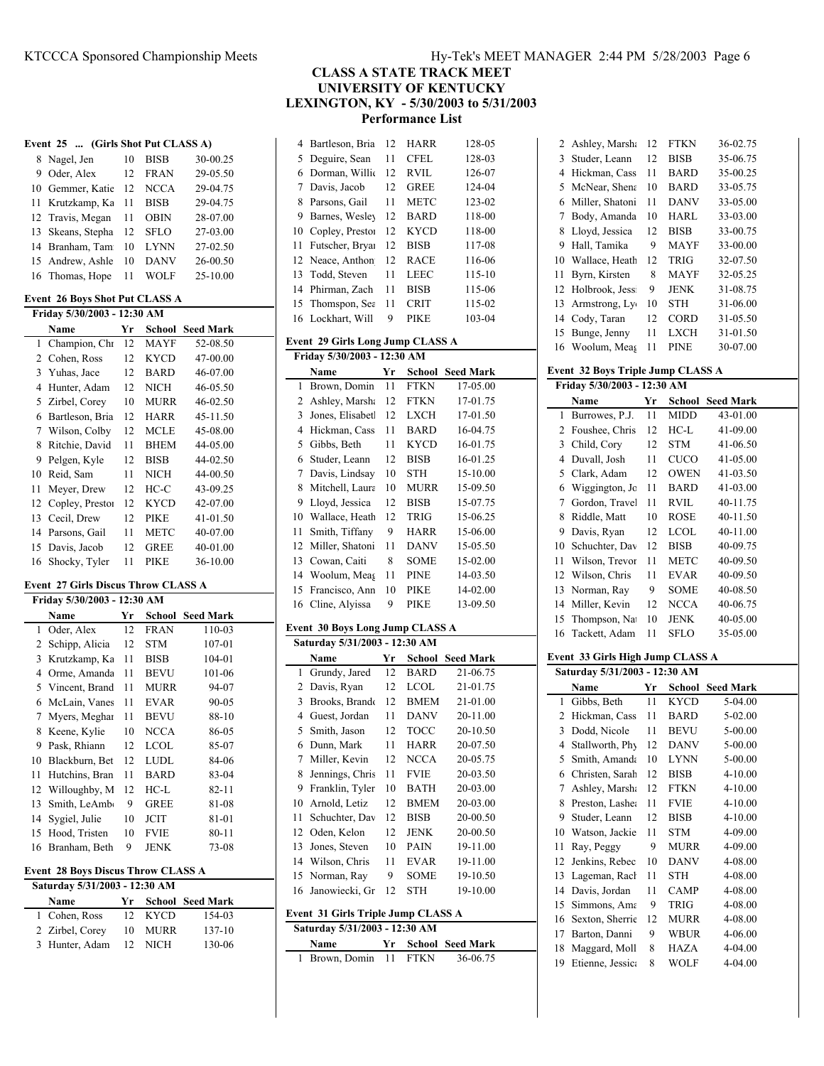# CLASS A STATE TRACK MEET
## UNIVERSITY OF KENTUCKY
## LEXINGTON, KY - 5/30/2003 to 5/31/2003
## Performance List

### Event 25 ... (Girls Shot Put CLASS A)

| | Name | Yr | School | Seed Mark |
|---|---|---|---|---|
| 8 | Nagel, Jen | 10 | BISB | 30-00.25 |
| 9 | Oder, Alex | 12 | FRAN | 29-05.50 |
| 10 | Gemmer, Katie | 12 | NCCA | 29-04.75 |
| 11 | Krutzkamp, Ka | 11 | BISB | 29-04.75 |
| 12 | Travis, Megan | 11 | OBIN | 28-07.00 |
| 13 | Skeans, Stepha | 12 | SFLO | 27-03.00 |
| 14 | Branham, Tam | 10 | LYNN | 27-02.50 |
| 15 | Andrew, Ashle | 10 | DANV | 26-00.50 |
| 16 | Thomas, Hope | 11 | WOLF | 25-10.00 |

### Event 26 Boys Shot Put CLASS A

Friday 5/30/2003 - 12:30 AM

| | Name | Yr | School | Seed Mark |
|---|---|---|---|---|
| 1 | Champion, Chr | 12 | MAYF | 52-08.50 |
| 2 | Cohen, Ross | 12 | KYCD | 47-00.00 |
| 3 | Yuhas, Jace | 12 | BARD | 46-07.00 |
| 4 | Hunter, Adam | 12 | NICH | 46-05.50 |
| 5 | Zirbel, Corey | 10 | MURR | 46-02.50 |
| 6 | Bartleson, Bria | 12 | HARR | 45-11.50 |
| 7 | Wilson, Colby | 12 | MCLE | 45-08.00 |
| 8 | Ritchie, David | 11 | BHEM | 44-05.00 |
| 9 | Pelgen, Kyle | 12 | BISB | 44-02.50 |
| 10 | Reid, Sam | 11 | NICH | 44-00.50 |
| 11 | Meyer, Drew | 12 | HC-C | 43-09.25 |
| 12 | Copley, Prestor | 12 | KYCD | 42-07.00 |
| 13 | Cecil, Drew | 12 | PIKE | 41-01.50 |
| 14 | Parsons, Gail | 11 | METC | 40-07.00 |
| 15 | Davis, Jacob | 12 | GREE | 40-01.00 |
| 16 | Shocky, Tyler | 11 | PIKE | 36-10.00 |

### Event 27 Girls Discus Throw CLASS A

Friday 5/30/2003 - 12:30 AM

| | Name | Yr | School | Seed Mark |
|---|---|---|---|---|
| 1 | Oder, Alex | 12 | FRAN | 110-03 |
| 2 | Schipp, Alicia | 12 | STM | 107-01 |
| 3 | Krutzkamp, Ka | 11 | BISB | 104-01 |
| 4 | Orme, Amanda | 11 | BEVU | 101-06 |
| 5 | Vincent, Brand | 11 | MURR | 94-07 |
| 6 | McLain, Vanes | 11 | EVAR | 90-05 |
| 7 | Myers, Meghar | 11 | BEVU | 88-10 |
| 8 | Keene, Kylie | 10 | NCCA | 86-05 |
| 9 | Pask, Rhiann | 12 | LCOL | 85-07 |
| 10 | Blackburn, Bet | 12 | LUDL | 84-06 |
| 11 | Hutchins, Bran | 11 | BARD | 83-04 |
| 12 | Willoughby, M | 12 | HC-L | 82-11 |
| 13 | Smith, LeAmb | 9 | GREE | 81-08 |
| 14 | Sygiel, Julie | 10 | JCIT | 81-01 |
| 15 | Hood, Tristen | 10 | FVIE | 80-11 |
| 16 | Branham, Beth | 9 | JENK | 73-08 |

### Event 28 Boys Discus Throw CLASS A

Saturday 5/31/2003 - 12:30 AM

| | Name | Yr | School | Seed Mark |
|---|---|---|---|---|
| 1 | Cohen, Ross | 12 | KYCD | 154-03 |
| 2 | Zirbel, Corey | 10 | MURR | 137-10 |
| 3 | Hunter, Adam | 12 | NICH | 130-06 |
| 4 | Bartleson, Bria | 12 | HARR | 128-05 |
| 5 | Deguire, Sean | 11 | CFEL | 128-03 |
| 6 | Dorman, Willie | 12 | RVIL | 126-07 |
| 7 | Davis, Jacob | 12 | GREE | 124-04 |
| 8 | Parsons, Gail | 11 | METC | 123-02 |
| 9 | Barnes, Wesley | 12 | BARD | 118-00 |
| 10 | Copley, Prestor | 12 | KYCD | 118-00 |
| 11 | Futscher, Bryan | 12 | BISB | 117-08 |
| 12 | Neace, Anthon | 12 | RACE | 116-06 |
| 13 | Todd, Steven | 11 | LEEC | 115-10 |
| 14 | Phirman, Zach | 11 | BISB | 115-06 |
| 15 | Thomson, Sea | 11 | CRIT | 115-02 |
| 16 | Lockhart, Will | 9 | PIKE | 103-04 |

### Event 29 Girls Long Jump CLASS A

Friday 5/30/2003 - 12:30 AM

| | Name | Yr | School | Seed Mark |
|---|---|---|---|---|
| 1 | Brown, Domin | 11 | FTKN | 17-05.00 |
| 2 | Ashley, Marsha | 12 | FTKN | 17-01.75 |
| 3 | Jones, Elisabetl | 12 | LXCH | 17-01.50 |
| 4 | Hickman, Cass | 11 | BARD | 16-04.75 |
| 5 | Gibbs, Beth | 11 | KYCD | 16-01.75 |
| 6 | Studer, Leann | 12 | BISB | 16-01.25 |
| 7 | Davis, Lindsay | 10 | STH | 15-10.00 |
| 8 | Mitchell, Laura | 10 | MURR | 15-09.50 |
| 9 | Lloyd, Jessica | 12 | BISB | 15-07.75 |
| 10 | Wallace, Heath | 12 | TRIG | 15-06.25 |
| 11 | Smith, Tiffany | 9 | HARR | 15-06.00 |
| 12 | Miller, Shatoni | 11 | DANV | 15-05.50 |
| 13 | Cowan, Caiti | 8 | SOME | 15-02.00 |
| 14 | Woolum, Meag | 11 | PINE | 14-03.50 |
| 15 | Francisco, Ann | 10 | PIKE | 14-02.00 |
| 16 | Cline, Alyissa | 9 | PIKE | 13-09.50 |

### Event 30 Boys Long Jump CLASS A

Saturday 5/31/2003 - 12:30 AM

| | Name | Yr | School | Seed Mark |
|---|---|---|---|---|
| 1 | Grundy, Jared | 12 | BARD | 21-06.75 |
| 2 | Davis, Ryan | 12 | LCOL | 21-01.75 |
| 3 | Brooks, Brando | 12 | BMEM | 21-01.00 |
| 4 | Guest, Jordan | 11 | DANV | 20-11.00 |
| 5 | Smith, Jason | 12 | TOCC | 20-10.50 |
| 6 | Dunn, Mark | 11 | HARR | 20-07.50 |
| 7 | Miller, Kevin | 12 | NCCA | 20-05.75 |
| 8 | Jennings, Chris | 11 | FVIE | 20-03.50 |
| 9 | Franklin, Tyler | 10 | BATH | 20-03.00 |
| 10 | Arnold, Letiz | 12 | BMEM | 20-03.00 |
| 11 | Schuchter, Dav | 12 | BISB | 20-00.50 |
| 12 | Oden, Kelon | 12 | JENK | 20-00.50 |
| 13 | Jones, Steven | 10 | PAIN | 19-11.00 |
| 14 | Wilson, Chris | 11 | EVAR | 19-11.00 |
| 15 | Norman, Ray | 9 | SOME | 19-10.50 |
| 16 | Janowiecki, Gr | 12 | STH | 19-10.00 |

### Event 31 Girls Triple Jump CLASS A

Saturday 5/31/2003 - 12:30 AM

| | Name | Yr | School | Seed Mark |
|---|---|---|---|---|
| 1 | Brown, Domin | 11 | FTKN | 36-06.75 |
| 2 | Ashley, Marsha | 12 | FTKN | 36-02.75 |
| 3 | Studer, Leann | 12 | BISB | 35-06.75 |
| 4 | Hickman, Cass | 11 | BARD | 35-00.25 |
| 5 | McNear, Shena | 10 | BARD | 33-05.75 |
| 6 | Miller, Shatoni | 11 | DANV | 33-05.00 |
| 7 | Body, Amanda | 10 | HARL | 33-03.00 |
| 8 | Lloyd, Jessica | 12 | BISB | 33-00.75 |
| 9 | Hall, Tamika | 9 | MAYF | 33-00.00 |
| 10 | Wallace, Heath | 12 | TRIG | 32-07.50 |
| 11 | Byrn, Kirsten | 8 | MAYF | 32-05.25 |
| 12 | Holbrook, Jess | 9 | JENK | 31-08.75 |
| 13 | Armstrong, Ly | 10 | STH | 31-06.00 |
| 14 | Cody, Taran | 12 | CORD | 31-05.50 |
| 15 | Bunge, Jenny | 11 | LXCH | 31-01.50 |
| 16 | Woolum, Meag | 11 | PINE | 30-07.00 |

### Event 32 Boys Triple Jump CLASS A

Friday 5/30/2003 - 12:30 AM

| | Name | Yr | School | Seed Mark |
|---|---|---|---|---|
| 1 | Burrowes, P.J. | 11 | MIDD | 43-01.00 |
| 2 | Foushee, Chris | 12 | HC-L | 41-09.00 |
| 3 | Child, Cory | 12 | STM | 41-06.50 |
| 4 | Duvall, Josh | 11 | CUCO | 41-05.00 |
| 5 | Clark, Adam | 12 | OWEN | 41-03.50 |
| 6 | Wiggington, Jo | 11 | BARD | 41-03.00 |
| 7 | Gordon, Travel | 11 | RVIL | 40-11.75 |
| 8 | Riddle, Matt | 10 | ROSE | 40-11.50 |
| 9 | Davis, Ryan | 12 | LCOL | 40-11.00 |
| 10 | Schuchter, Dav | 12 | BISB | 40-09.75 |
| 11 | Wilson, Trevor | 11 | METC | 40-09.50 |
| 12 | Wilson, Chris | 11 | EVAR | 40-09.50 |
| 13 | Norman, Ray | 9 | SOME | 40-08.50 |
| 14 | Miller, Kevin | 12 | NCCA | 40-06.75 |
| 15 | Thompson, Na | 10 | JENK | 40-05.00 |
| 16 | Tackett, Adam | 11 | SFLO | 35-05.00 |

### Event 33 Girls High Jump CLASS A

Saturday 5/31/2003 - 12:30 AM

| | Name | Yr | School | Seed Mark |
|---|---|---|---|---|
| 1 | Gibbs, Beth | 11 | KYCD | 5-04.00 |
| 2 | Hickman, Cass | 11 | BARD | 5-02.00 |
| 3 | Dodd, Nicole | 11 | BEVU | 5-00.00 |
| 4 | Stallworth, Phy | 12 | DANV | 5-00.00 |
| 5 | Smith, Amanda | 10 | LYNN | 5-00.00 |
| 6 | Christen, Sarah | 12 | BISB | 4-10.00 |
| 7 | Ashley, Marsha | 12 | FTKN | 4-10.00 |
| 8 | Preston, Lashea | 11 | FVIE | 4-10.00 |
| 9 | Studer, Leann | 12 | BISB | 4-10.00 |
| 10 | Watson, Jackie | 11 | STM | 4-09.00 |
| 11 | Ray, Peggy | 9 | MURR | 4-09.00 |
| 12 | Jenkins, Rebec | 10 | DANV | 4-08.00 |
| 13 | Lageman, Rach | 11 | STH | 4-08.00 |
| 14 | Davis, Jordan | 11 | CAMP | 4-08.00 |
| 15 | Simmons, Ama | 9 | TRIG | 4-08.00 |
| 16 | Sexton, Sherrie | 12 | MURR | 4-08.00 |
| 17 | Barton, Danni | 9 | WBUR | 4-06.00 |
| 18 | Maggard, Moll | 8 | HAZA | 4-04.00 |
| 19 | Etienne, Jessica | 8 | WOLF | 4-04.00 |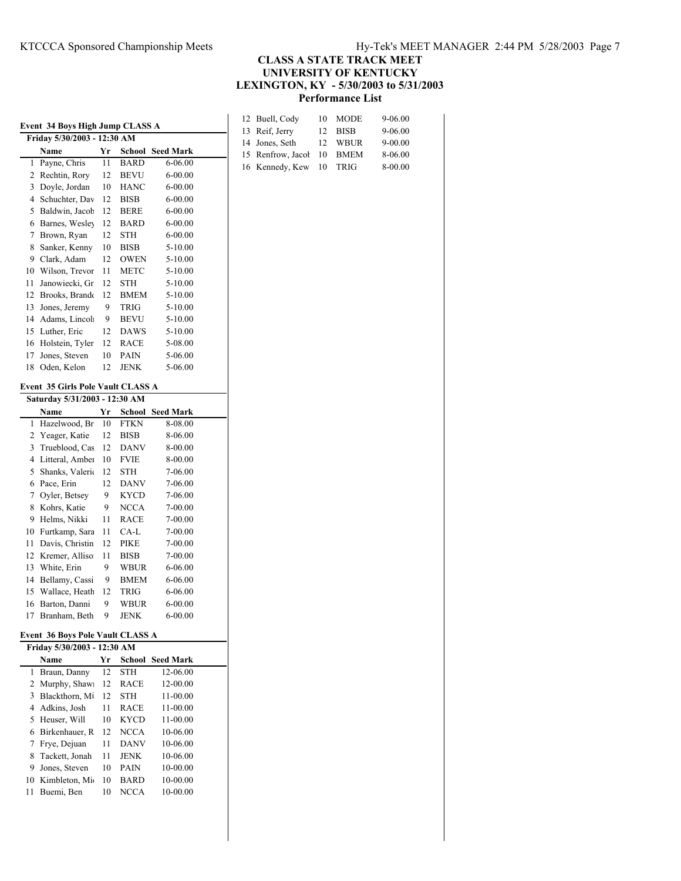**CLASS A STATE TRACK MEET**
**UNIVERSITY OF KENTUCKY**
**LEXINGTON, KY - 5/30/2003 to 5/31/2003**
**Performance List**

### Event 34 Boys High Jump CLASS A

**Friday 5/30/2003 - 12:30 AM**

| | Name | Yr | School | Seed Mark |
|---|---|---|---|---|
| 1 | Payne, Chris | 11 | BARD | 6-06.00 |
| 2 | Rechtin, Rory | 12 | BEVU | 6-00.00 |
| 3 | Doyle, Jordan | 10 | HANC | 6-00.00 |
| 4 | Schuchter, Dav | 12 | BISB | 6-00.00 |
| 5 | Baldwin, Jacob | 12 | BERE | 6-00.00 |
| 6 | Barnes, Wesley | 12 | BARD | 6-00.00 |
| 7 | Brown, Ryan | 12 | STH | 6-00.00 |
| 8 | Sanker, Kenny | 10 | BISB | 5-10.00 |
| 9 | Clark, Adam | 12 | OWEN | 5-10.00 |
| 10 | Wilson, Trevor | 11 | METC | 5-10.00 |
| 11 | Janowiecki, Gr | 12 | STH | 5-10.00 |
| 12 | Brooks, Brando | 12 | BMEM | 5-10.00 |
| 13 | Jones, Jeremy | 9 | TRIG | 5-10.00 |
| 14 | Adams, Lincoln | 9 | BEVU | 5-10.00 |
| 15 | Luther, Eric | 12 | DAWS | 5-10.00 |
| 16 | Holstein, Tyler | 12 | RACE | 5-08.00 |
| 17 | Jones, Steven | 10 | PAIN | 5-06.00 |
| 18 | Oden, Kelon | 12 | JENK | 5-06.00 |

### Event 35 Girls Pole Vault CLASS A

**Saturday 5/31/2003 - 12:30 AM**

| | Name | Yr | School | Seed Mark |
|---|---|---|---|---|
| 1 | Hazelwood, Br | 10 | FTKN | 8-08.00 |
| 2 | Yeager, Katie | 12 | BISB | 8-06.00 |
| 3 | Trueblood, Cas | 12 | DANV | 8-00.00 |
| 4 | Litteral, Amber | 10 | FVIE | 8-00.00 |
| 5 | Shanks, Valerie | 12 | STH | 7-06.00 |
| 6 | Pace, Erin | 12 | DANV | 7-06.00 |
| 7 | Oyler, Betsey | 9 | KYCD | 7-06.00 |
| 8 | Kohrs, Katie | 9 | NCCA | 7-00.00 |
| 9 | Helms, Nikki | 11 | RACE | 7-00.00 |
| 10 | Furtkamp, Sara | 11 | CA-L | 7-00.00 |
| 11 | Davis, Christin | 12 | PIKE | 7-00.00 |
| 12 | Kremer, Alliso | 11 | BISB | 7-00.00 |
| 13 | White, Erin | 9 | WBUR | 6-06.00 |
| 14 | Bellamy, Cassi | 9 | BMEM | 6-06.00 |
| 15 | Wallace, Heath | 12 | TRIG | 6-06.00 |
| 16 | Barton, Danni | 9 | WBUR | 6-00.00 |
| 17 | Branham, Beth | 9 | JENK | 6-00.00 |

### Event 36 Boys Pole Vault CLASS A

**Friday 5/30/2003 - 12:30 AM**

| | Name | Yr | School | Seed Mark |
|---|---|---|---|---|
| 1 | Braun, Danny | 12 | STH | 12-06.00 |
| 2 | Murphy, Shawn | 12 | RACE | 12-00.00 |
| 3 | Blackthorn, Mi | 12 | STH | 11-00.00 |
| 4 | Adkins, Josh | 11 | RACE | 11-00.00 |
| 5 | Heuser, Will | 10 | KYCD | 11-00.00 |
| 6 | Birkenhauer, R | 12 | NCCA | 10-06.00 |
| 7 | Frye, Dejuan | 11 | DANV | 10-06.00 |
| 8 | Tackett, Jonah | 11 | JENK | 10-06.00 |
| 9 | Jones, Steven | 10 | PAIN | 10-00.00 |
| 10 | Kimbleton, Mic | 10 | BARD | 10-00.00 |
| 11 | Buemi, Ben | 10 | NCCA | 10-00.00 |
| 12 | Buell, Cody | 10 | MODE | 9-06.00 |
| 13 | Reif, Jerry | 12 | BISB | 9-06.00 |
| 14 | Jones, Seth | 12 | WBUR | 9-00.00 |
| 15 | Renfrow, Jacob | 10 | BMEM | 8-06.00 |
| 16 | Kennedy, Kew | 10 | TRIG | 8-00.00 |